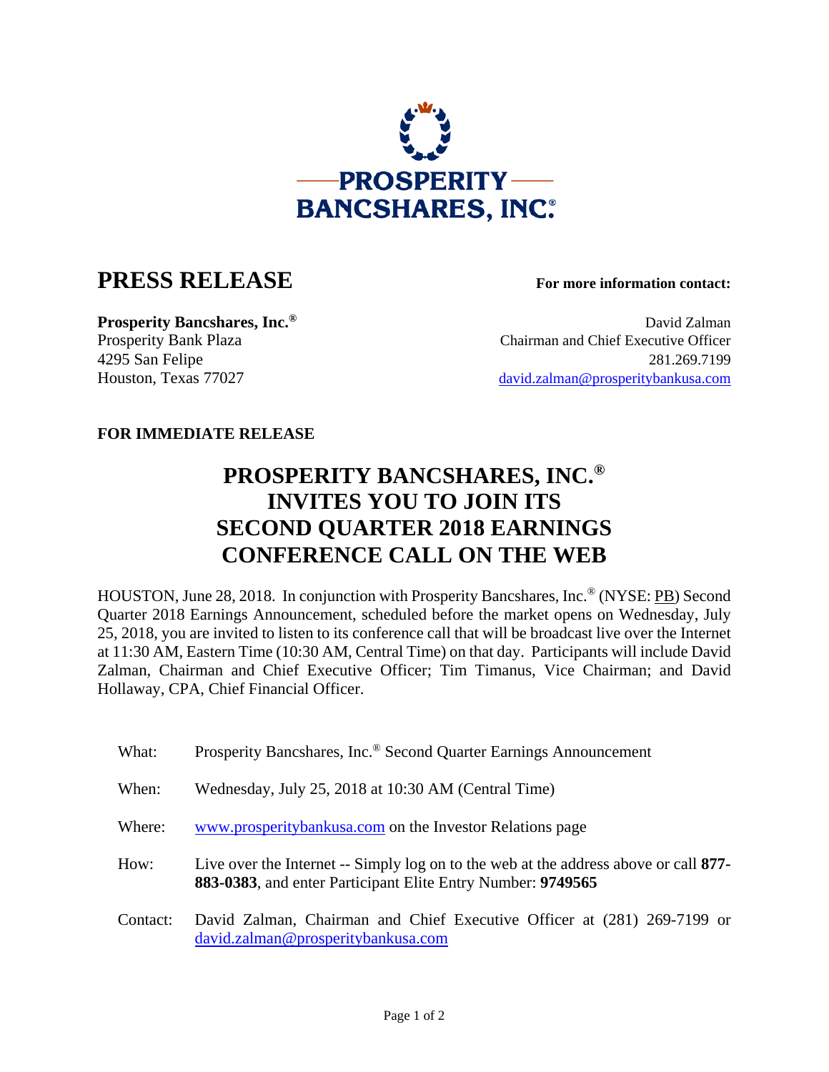PROSPERITY BANCSHARES, INC.®

# PRESS RELEASE

**For more information contact:**

**Prosperity Bancshares, Inc.®**
Prosperity Bank Plaza
4295 San Felipe
Houston, Texas 77027

David Zalman
Chairman and Chief Executive Officer
281.269.7199
david.zalman@prosperitybankusa.com

**FOR IMMEDIATE RELEASE**

## PROSPERITY BANCSHARES, INC.® INVITES YOU TO JOIN ITS SECOND QUARTER 2018 EARNINGS CONFERENCE CALL ON THE WEB

HOUSTON, June 28, 2018. In conjunction with Prosperity Bancshares, Inc.® (NYSE: PB) Second Quarter 2018 Earnings Announcement, scheduled before the market opens on Wednesday, July 25, 2018, you are invited to listen to its conference call that will be broadcast live over the Internet at 11:30 AM, Eastern Time (10:30 AM, Central Time) on that day. Participants will include David Zalman, Chairman and Chief Executive Officer; Tim Timanus, Vice Chairman; and David Hollaway, CPA, Chief Financial Officer.

| | |
|---|---|
| What: | Prosperity Bancshares, Inc.® Second Quarter Earnings Announcement |
| When: | Wednesday, July 25, 2018 at 10:30 AM (Central Time) |
| Where: | www.prosperitybankusa.com on the Investor Relations page |
| How: | Live over the Internet -- Simply log on to the web at the address above or call **877-883-0383**, and enter Participant Elite Entry Number: **9749565** |
| Contact: | David Zalman, Chairman and Chief Executive Officer at (281) 269-7199 or david.zalman@prosperitybankusa.com |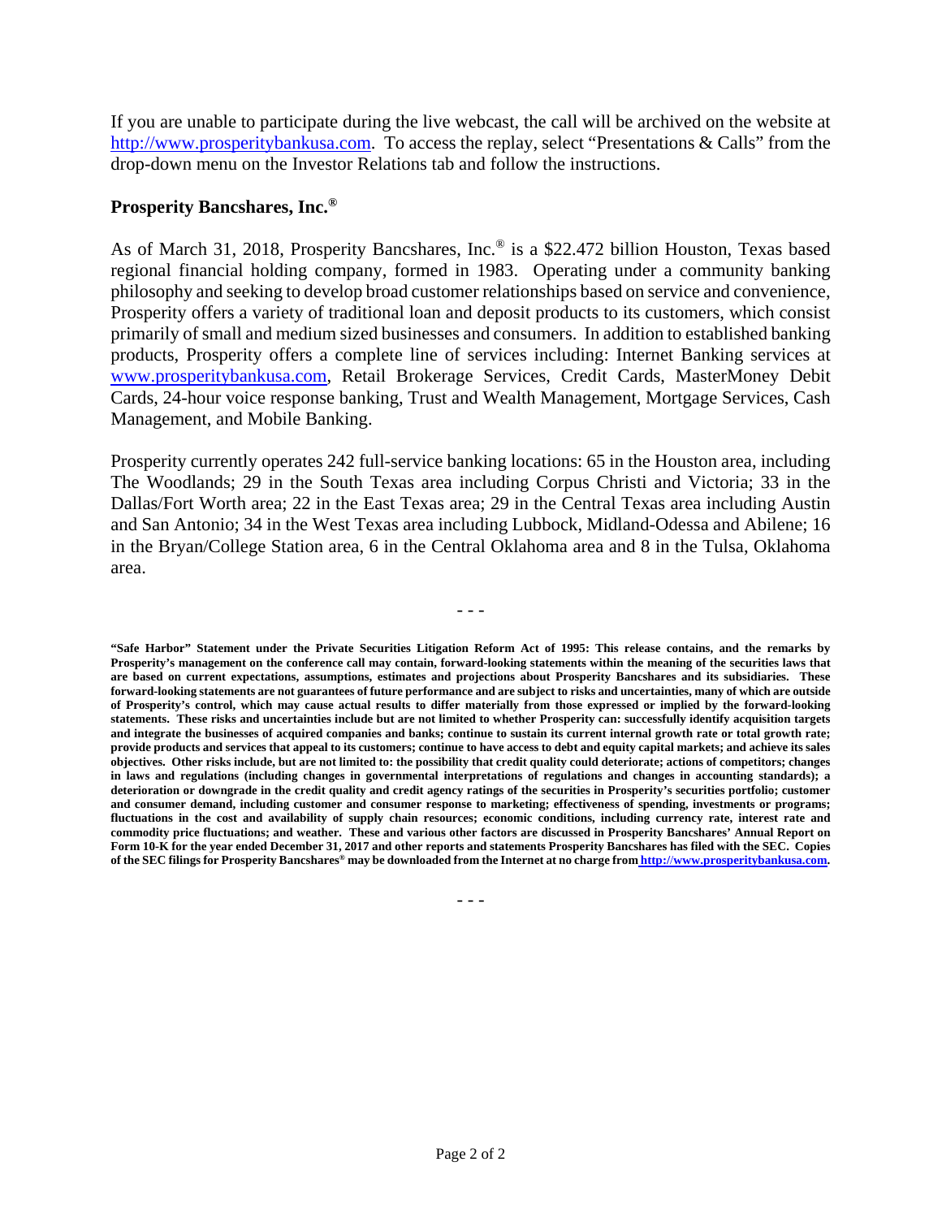If you are unable to participate during the live webcast, the call will be archived on the website at http://www.prosperitybankusa.com. To access the replay, select "Presentations & Calls" from the drop-down menu on the Investor Relations tab and follow the instructions.

## Prosperity Bancshares, Inc.®

As of March 31, 2018, Prosperity Bancshares, Inc.® is a $22.472 billion Houston, Texas based regional financial holding company, formed in 1983. Operating under a community banking philosophy and seeking to develop broad customer relationships based on service and convenience, Prosperity offers a variety of traditional loan and deposit products to its customers, which consist primarily of small and medium sized businesses and consumers. In addition to established banking products, Prosperity offers a complete line of services including: Internet Banking services at www.prosperitybankusa.com, Retail Brokerage Services, Credit Cards, MasterMoney Debit Cards, 24-hour voice response banking, Trust and Wealth Management, Mortgage Services, Cash Management, and Mobile Banking.

Prosperity currently operates 242 full-service banking locations: 65 in the Houston area, including The Woodlands; 29 in the South Texas area including Corpus Christi and Victoria; 33 in the Dallas/Fort Worth area; 22 in the East Texas area; 29 in the Central Texas area including Austin and San Antonio; 34 in the West Texas area including Lubbock, Midland-Odessa and Abilene; 16 in the Bryan/College Station area, 6 in the Central Oklahoma area and 8 in the Tulsa, Oklahoma area.

- - -

**"Safe Harbor" Statement under the Private Securities Litigation Reform Act of 1995: This release contains, and the remarks by Prosperity's management on the conference call may contain, forward-looking statements within the meaning of the securities laws that are based on current expectations, assumptions, estimates and projections about Prosperity Bancshares and its subsidiaries. These forward-looking statements are not guarantees of future performance and are subject to risks and uncertainties, many of which are outside of Prosperity's control, which may cause actual results to differ materially from those expressed or implied by the forward-looking statements. These risks and uncertainties include but are not limited to whether Prosperity can: successfully identify acquisition targets and integrate the businesses of acquired companies and banks; continue to sustain its current internal growth rate or total growth rate; provide products and services that appeal to its customers; continue to have access to debt and equity capital markets; and achieve its sales objectives. Other risks include, but are not limited to: the possibility that credit quality could deteriorate; actions of competitors; changes in laws and regulations (including changes in governmental interpretations of regulations and changes in accounting standards); a deterioration or downgrade in the credit quality and credit agency ratings of the securities in Prosperity's securities portfolio; customer and consumer demand, including customer and consumer response to marketing; effectiveness of spending, investments or programs; fluctuations in the cost and availability of supply chain resources; economic conditions, including currency rate, interest rate and commodity price fluctuations; and weather. These and various other factors are discussed in Prosperity Bancshares' Annual Report on Form 10-K for the year ended December 31, 2017 and other reports and statements Prosperity Bancshares has filed with the SEC. Copies of the SEC filings for Prosperity Bancshares® may be downloaded from the Internet at no charge from http://www.prosperitybankusa.com.**

- - -